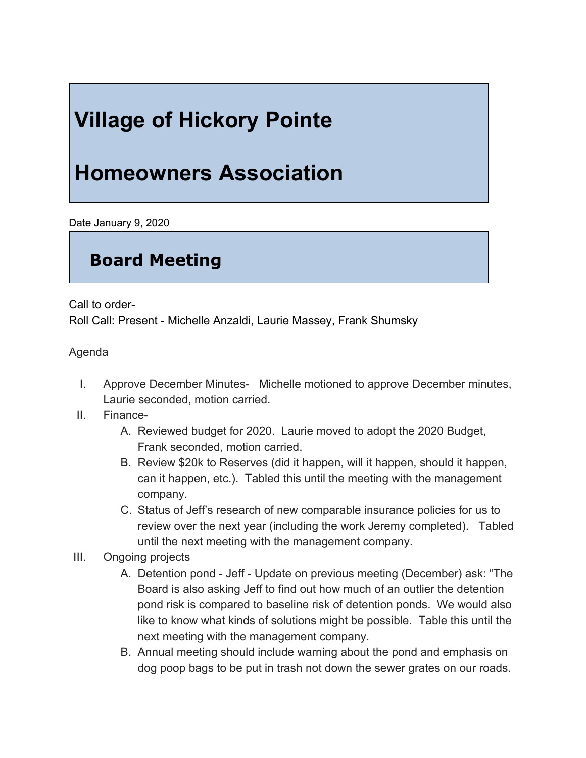# Village of Hickory Pointe

# Homeowners Association

Date January 9, 2020

## Board Meeting

Call to order-

Roll Call: Present - Michelle Anzaldi, Laurie Massey, Frank Shumsky

Agenda

I. Approve December Minutes- Michelle motioned to approve December minutes, Laurie seconded, motion carried.

II. Finance-

   A. Reviewed budget for 2020. Laurie moved to adopt the 2020 Budget, Frank seconded, motion carried.

   B. Review $20k to Reserves (did it happen, will it happen, should it happen, can it happen, etc.). Tabled this until the meeting with the management company.

   C. Status of Jeff's research of new comparable insurance policies for us to review over the next year (including the work Jeremy completed). Tabled until the next meeting with the management company.

III. Ongoing projects

   A. Detention pond - Jeff - Update on previous meeting (December) ask: "The Board is also asking Jeff to find out how much of an outlier the detention pond risk is compared to baseline risk of detention ponds. We would also like to know what kinds of solutions might be possible. Table this until the next meeting with the management company.

   B. Annual meeting should include warning about the pond and emphasis on dog poop bags to be put in trash not down the sewer grates on our roads.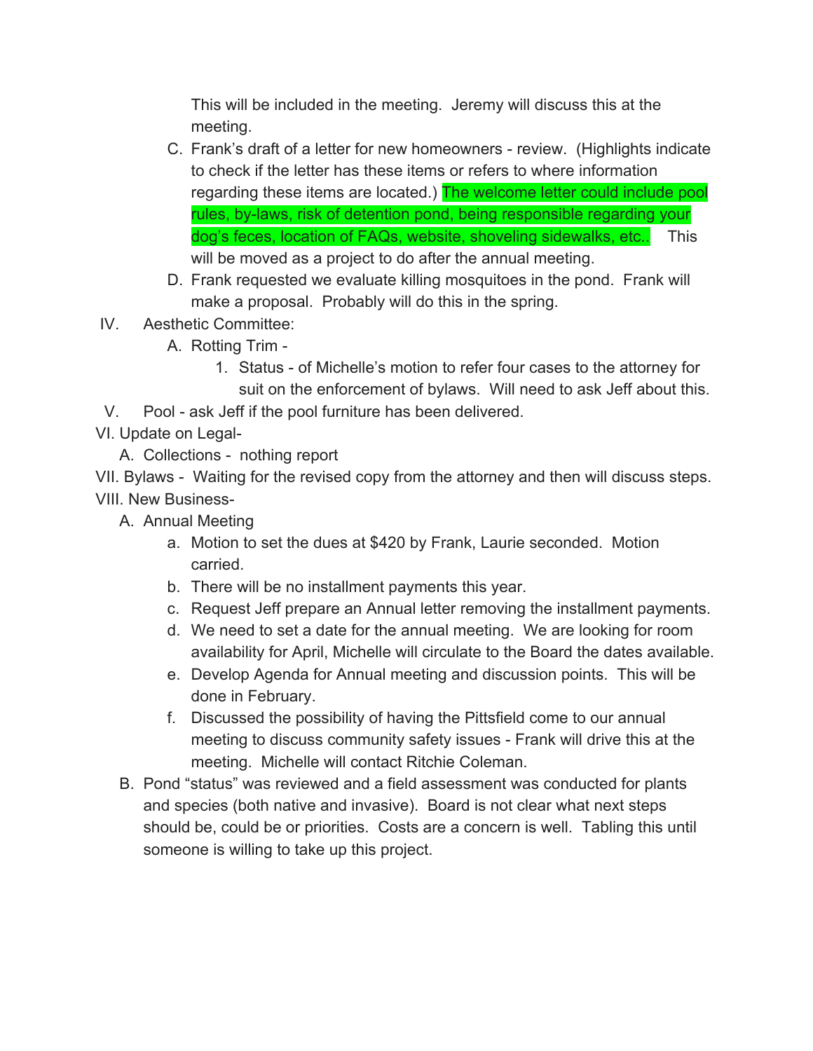This will be included in the meeting. Jeremy will discuss this at the meeting.

C. Frank's draft of a letter for new homeowners - review. (Highlights indicate to check if the letter has these items or refers to where information regarding these items are located.) The welcome letter could include pool rules, by-laws, risk of detention pond, being responsible regarding your dog's feces, location of FAQs, website, shoveling sidewalks, etc.. This will be moved as a project to do after the annual meeting.

D. Frank requested we evaluate killing mosquitoes in the pond. Frank will make a proposal. Probably will do this in the spring.

IV. Aesthetic Committee:

   A. Rotting Trim -

      1. Status - of Michelle's motion to refer four cases to the attorney for suit on the enforcement of bylaws. Will need to ask Jeff about this.

V. Pool - ask Jeff if the pool furniture has been delivered.

VI. Update on Legal-

   A. Collections - nothing report

VII. Bylaws - Waiting for the revised copy from the attorney and then will discuss steps.

VIII. New Business-

   A. Annual Meeting

      a. Motion to set the dues at $420 by Frank, Laurie seconded. Motion carried.
      b. There will be no installment payments this year.
      c. Request Jeff prepare an Annual letter removing the installment payments.
      d. We need to set a date for the annual meeting. We are looking for room availability for April, Michelle will circulate to the Board the dates available.
      e. Develop Agenda for Annual meeting and discussion points. This will be done in February.
      f. Discussed the possibility of having the Pittsfield come to our annual meeting to discuss community safety issues - Frank will drive this at the meeting. Michelle will contact Ritchie Coleman.

   B. Pond "status" was reviewed and a field assessment was conducted for plants and species (both native and invasive). Board is not clear what next steps should be, could be or priorities. Costs are a concern is well. Tabling this until someone is willing to take up this project.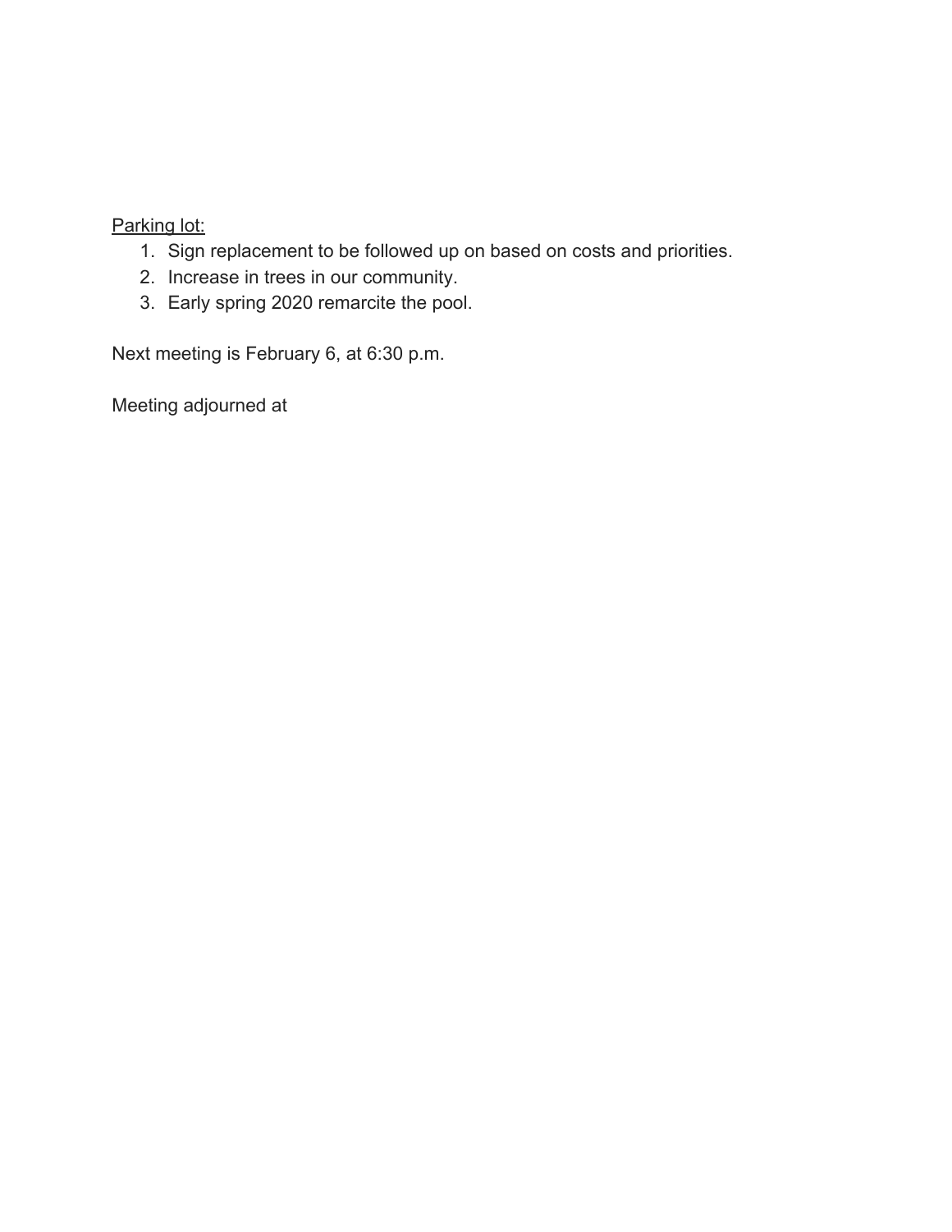<u>Parking lot:</u>

1. Sign replacement to be followed up on based on costs and priorities.
2. Increase in trees in our community.
3. Early spring 2020 remarcite the pool.

Next meeting is February 6, at 6:30 p.m.

Meeting adjourned at